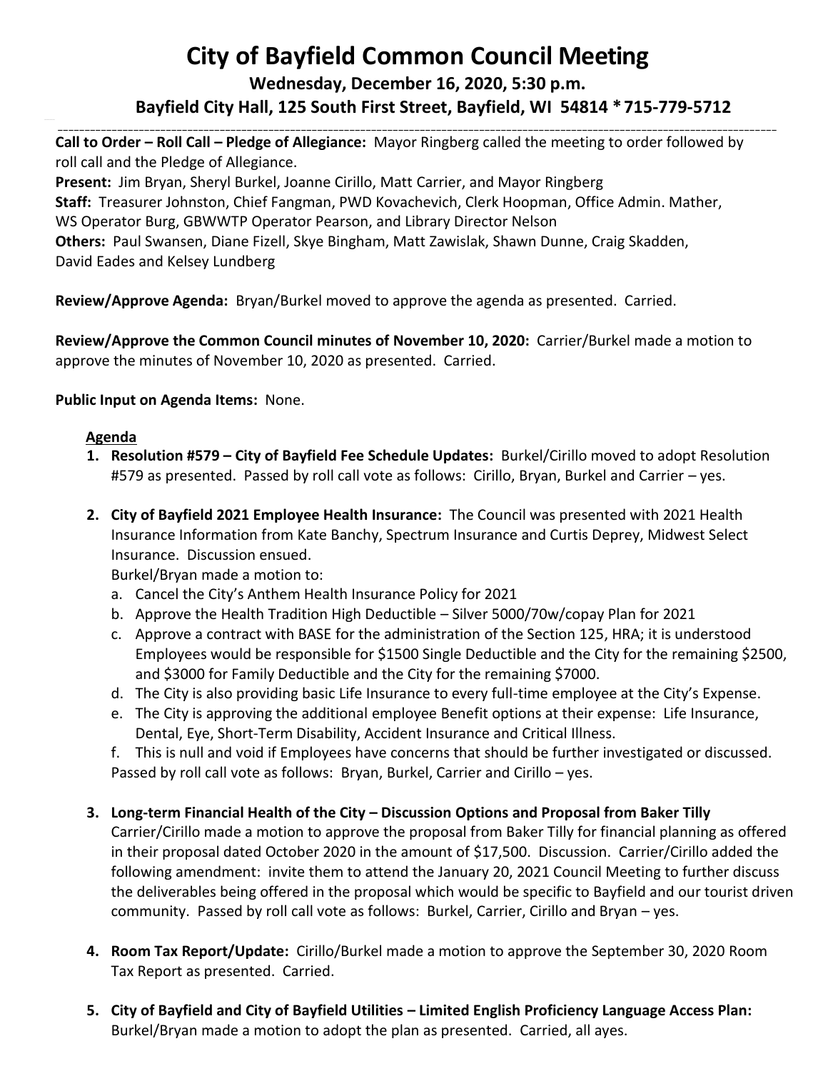# City of Bayfield Common Council Meeting

## Wednesday, December 16, 2020, 5:30 p.m.

## Bayfield City Hall, 125 South First Street, Bayfield, WI 54814 * 715-779-5712

---

**Call to Order – Roll Call – Pledge of Allegiance:** Mayor Ringberg called the meeting to order followed by roll call and the Pledge of Allegiance.

**Present:** Jim Bryan, Sheryl Burkel, Joanne Cirillo, Matt Carrier, and Mayor Ringberg

**Staff:** Treasurer Johnston, Chief Fangman, PWD Kovachevich, Clerk Hoopman, Office Admin. Mather, WS Operator Burg, GBWWTP Operator Pearson, and Library Director Nelson

**Others:** Paul Swansen, Diane Fizell, Skye Bingham, Matt Zawislak, Shawn Dunne, Craig Skadden, David Eades and Kelsey Lundberg

**Review/Approve Agenda:** Bryan/Burkel moved to approve the agenda as presented. Carried.

**Review/Approve the Common Council minutes of November 10, 2020:** Carrier/Burkel made a motion to approve the minutes of November 10, 2020 as presented. Carried.

**Public Input on Agenda Items:** None.

**Agenda**

1. **Resolution #579 – City of Bayfield Fee Schedule Updates:** Burkel/Cirillo moved to adopt Resolution #579 as presented. Passed by roll call vote as follows: Cirillo, Bryan, Burkel and Carrier – yes.

2. **City of Bayfield 2021 Employee Health Insurance:** The Council was presented with 2021 Health Insurance Information from Kate Banchy, Spectrum Insurance and Curtis Deprey, Midwest Select Insurance. Discussion ensued.
   Burkel/Bryan made a motion to:
   a. Cancel the City's Anthem Health Insurance Policy for 2021
   b. Approve the Health Tradition High Deductible – Silver 5000/70w/copay Plan for 2021
   c. Approve a contract with BASE for the administration of the Section 125, HRA; it is understood Employees would be responsible for $1500 Single Deductible and the City for the remaining $2500, and $3000 for Family Deductible and the City for the remaining $7000.
   d. The City is also providing basic Life Insurance to every full-time employee at the City's Expense.
   e. The City is approving the additional employee Benefit options at their expense: Life Insurance, Dental, Eye, Short-Term Disability, Accident Insurance and Critical Illness.
   f. This is null and void if Employees have concerns that should be further investigated or discussed.
   Passed by roll call vote as follows: Bryan, Burkel, Carrier and Cirillo – yes.

3. **Long-term Financial Health of the City – Discussion Options and Proposal from Baker Tilly**
   Carrier/Cirillo made a motion to approve the proposal from Baker Tilly for financial planning as offered in their proposal dated October 2020 in the amount of $17,500. Discussion. Carrier/Cirillo added the following amendment: invite them to attend the January 20, 2021 Council Meeting to further discuss the deliverables being offered in the proposal which would be specific to Bayfield and our tourist driven community. Passed by roll call vote as follows: Burkel, Carrier, Cirillo and Bryan – yes.

4. **Room Tax Report/Update:** Cirillo/Burkel made a motion to approve the September 30, 2020 Room Tax Report as presented. Carried.

5. **City of Bayfield and City of Bayfield Utilities – Limited English Proficiency Language Access Plan:** Burkel/Bryan made a motion to adopt the plan as presented. Carried, all ayes.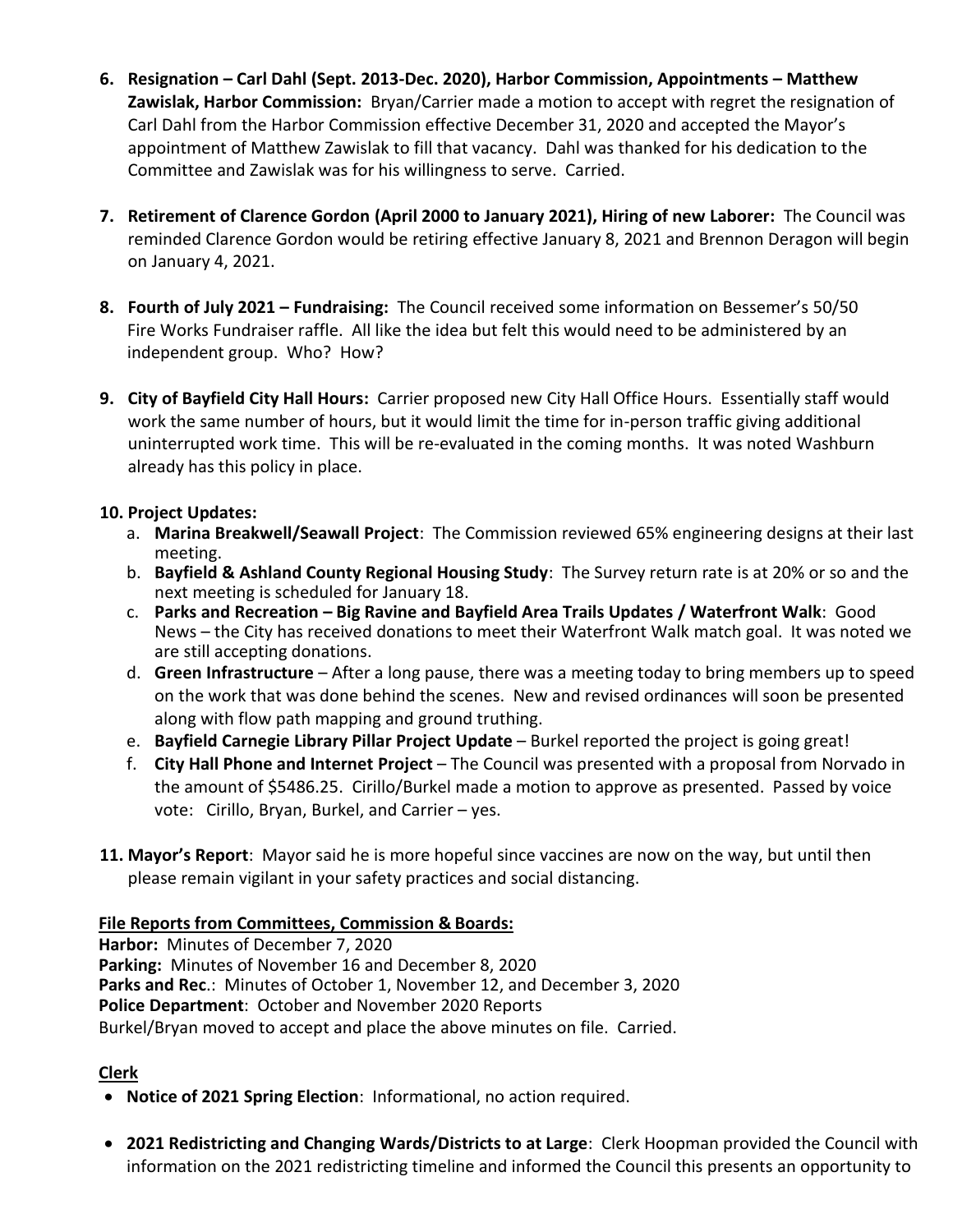6. **Resignation – Carl Dahl (Sept. 2013-Dec. 2020), Harbor Commission, Appointments – Matthew Zawislak, Harbor Commission:** Bryan/Carrier made a motion to accept with regret the resignation of Carl Dahl from the Harbor Commission effective December 31, 2020 and accepted the Mayor's appointment of Matthew Zawislak to fill that vacancy. Dahl was thanked for his dedication to the Committee and Zawislak was for his willingness to serve. Carried.

7. **Retirement of Clarence Gordon (April 2000 to January 2021), Hiring of new Laborer:** The Council was reminded Clarence Gordon would be retiring effective January 8, 2021 and Brennon Deragon will begin on January 4, 2021.

8. **Fourth of July 2021 – Fundraising:** The Council received some information on Bessemer's 50/50 Fire Works Fundraiser raffle. All like the idea but felt this would need to be administered by an independent group. Who? How?

9. **City of Bayfield City Hall Hours:** Carrier proposed new City Hall Office Hours. Essentially staff would work the same number of hours, but it would limit the time for in-person traffic giving additional uninterrupted work time. This will be re-evaluated in the coming months. It was noted Washburn already has this policy in place.

10. **Project Updates:**
    a. **Marina Breakwell/Seawall Project**: The Commission reviewed 65% engineering designs at their last meeting.
    b. **Bayfield & Ashland County Regional Housing Study**: The Survey return rate is at 20% or so and the next meeting is scheduled for January 18.
    c. **Parks and Recreation – Big Ravine and Bayfield Area Trails Updates / Waterfront Walk**: Good News – the City has received donations to meet their Waterfront Walk match goal. It was noted we are still accepting donations.
    d. **Green Infrastructure** – After a long pause, there was a meeting today to bring members up to speed on the work that was done behind the scenes. New and revised ordinances will soon be presented along with flow path mapping and ground truthing.
    e. **Bayfield Carnegie Library Pillar Project Update** – Burkel reported the project is going great!
    f. **City Hall Phone and Internet Project** – The Council was presented with a proposal from Norvado in the amount of $5486.25. Cirillo/Burkel made a motion to approve as presented. Passed by voice vote: Cirillo, Bryan, Burkel, and Carrier – yes.

11. **Mayor's Report**: Mayor said he is more hopeful since vaccines are now on the way, but until then please remain vigilant in your safety practices and social distancing.

**File Reports from Committees, Commission & Boards:**

**Harbor:** Minutes of December 7, 2020
**Parking:** Minutes of November 16 and December 8, 2020
**Parks and Rec**.: Minutes of October 1, November 12, and December 3, 2020
**Police Department**: October and November 2020 Reports
Burkel/Bryan moved to accept and place the above minutes on file. Carried.

**Clerk**

- **Notice of 2021 Spring Election**: Informational, no action required.

- **2021 Redistricting and Changing Wards/Districts to at Large**: Clerk Hoopman provided the Council with information on the 2021 redistricting timeline and informed the Council this presents an opportunity to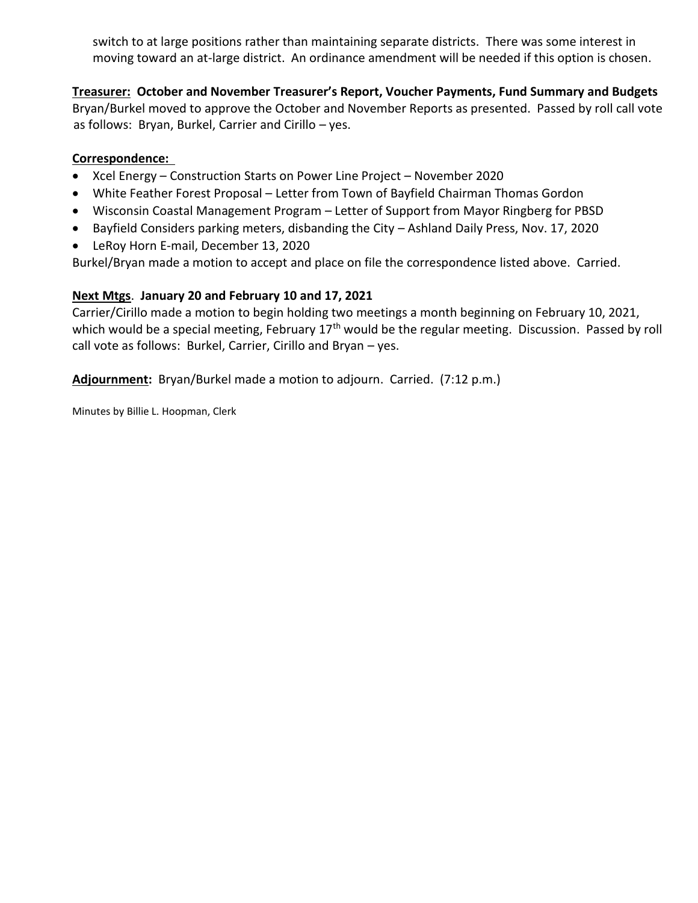switch to at large positions rather than maintaining separate districts. There was some interest in moving toward an at-large district. An ordinance amendment will be needed if this option is chosen.

**Treasurer: October and November Treasurer's Report, Voucher Payments, Fund Summary and Budgets**
Bryan/Burkel moved to approve the October and November Reports as presented. Passed by roll call vote as follows: Bryan, Burkel, Carrier and Cirillo – yes.

**Correspondence:**

- Xcel Energy – Construction Starts on Power Line Project – November 2020
- White Feather Forest Proposal – Letter from Town of Bayfield Chairman Thomas Gordon
- Wisconsin Coastal Management Program – Letter of Support from Mayor Ringberg for PBSD
- Bayfield Considers parking meters, disbanding the City – Ashland Daily Press, Nov. 17, 2020
- LeRoy Horn E-mail, December 13, 2020

Burkel/Bryan made a motion to accept and place on file the correspondence listed above. Carried.

**Next Mtgs. January 20 and February 10 and 17, 2021**
Carrier/Cirillo made a motion to begin holding two meetings a month beginning on February 10, 2021, which would be a special meeting, February 17th would be the regular meeting. Discussion. Passed by roll call vote as follows: Burkel, Carrier, Cirillo and Bryan – yes.

**Adjournment:** Bryan/Burkel made a motion to adjourn. Carried. (7:12 p.m.)

Minutes by Billie L. Hoopman, Clerk